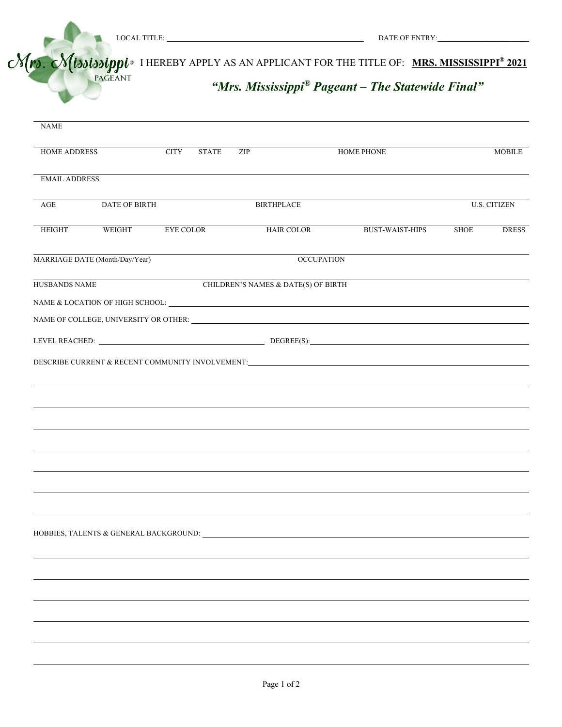Mrs. Mississippi® PAGEANT

LOCAL TITLE: ______________________________ DATE OF ENTRY: ____________________

I HEREBY APPLY AS AN APPLICANT FOR THE TITLE OF: **MRS. MISSISSIPPI® 2021**

## *"Mrs. Mississippi® Pageant – The Statewide Final"*

NAME

HOME ADDRESS | CITY | STATE | ZIP | HOME PHONE | MOBILE

EMAIL ADDRESS

AGE | DATE OF BIRTH | BIRTHPLACE | U.S. CITIZEN

HEIGHT | WEIGHT | EYE COLOR | HAIR COLOR | BUST-WAIST-HIPS | SHOE | DRESS

MARRIAGE DATE (Month/Day/Year) | OCCUPATION

HUSBANDS NAME | CHILDREN'S NAMES & DATE(S) OF BIRTH

NAME & LOCATION OF HIGH SCHOOL: ______________________________

NAME OF COLLEGE, UNIVERSITY OR OTHER: ______________________________

LEVEL REACHED: ____________________ DEGREE(S): ____________________

DESCRIBE CURRENT & RECENT COMMUNITY INVOLVEMENT: ______________________________

______________________________

______________________________

______________________________

______________________________

______________________________

______________________________

______________________________

HOBBIES, TALENTS & GENERAL BACKGROUND: ______________________________

______________________________

______________________________

______________________________

______________________________

______________________________

______________________________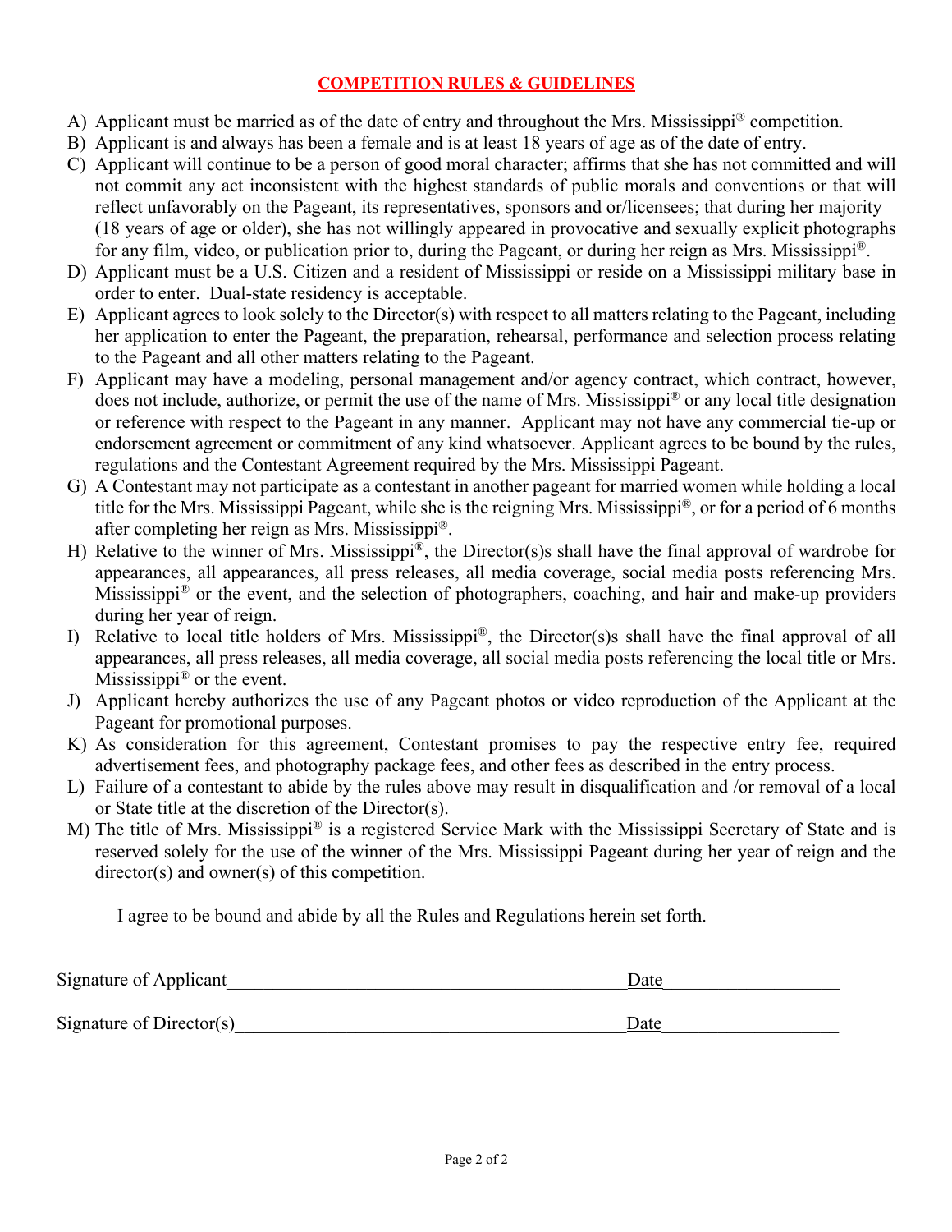## COMPETITION RULES & GUIDELINES

A) Applicant must be married as of the date of entry and throughout the Mrs. Mississippi® competition.

B) Applicant is and always has been a female and is at least 18 years of age as of the date of entry.

C) Applicant will continue to be a person of good moral character; affirms that she has not committed and will not commit any act inconsistent with the highest standards of public morals and conventions or that will reflect unfavorably on the Pageant, its representatives, sponsors and or/licensees; that during her majority (18 years of age or older), she has not willingly appeared in provocative and sexually explicit photographs for any film, video, or publication prior to, during the Pageant, or during her reign as Mrs. Mississippi®.

D) Applicant must be a U.S. Citizen and a resident of Mississippi or reside on a Mississippi military base in order to enter. Dual-state residency is acceptable.

E) Applicant agrees to look solely to the Director(s) with respect to all matters relating to the Pageant, including her application to enter the Pageant, the preparation, rehearsal, performance and selection process relating to the Pageant and all other matters relating to the Pageant.

F) Applicant may have a modeling, personal management and/or agency contract, which contract, however, does not include, authorize, or permit the use of the name of Mrs. Mississippi® or any local title designation or reference with respect to the Pageant in any manner. Applicant may not have any commercial tie-up or endorsement agreement or commitment of any kind whatsoever. Applicant agrees to be bound by the rules, regulations and the Contestant Agreement required by the Mrs. Mississippi Pageant.

G) A Contestant may not participate as a contestant in another pageant for married women while holding a local title for the Mrs. Mississippi Pageant, while she is the reigning Mrs. Mississippi®, or for a period of 6 months after completing her reign as Mrs. Mississippi®.

H) Relative to the winner of Mrs. Mississippi®, the Director(s)s shall have the final approval of wardrobe for appearances, all appearances, all press releases, all media coverage, social media posts referencing Mrs. Mississippi® or the event, and the selection of photographers, coaching, and hair and make-up providers during her year of reign.

I) Relative to local title holders of Mrs. Mississippi®, the Director(s)s shall have the final approval of all appearances, all press releases, all media coverage, all social media posts referencing the local title or Mrs. Mississippi® or the event.

J) Applicant hereby authorizes the use of any Pageant photos or video reproduction of the Applicant at the Pageant for promotional purposes.

K) As consideration for this agreement, Contestant promises to pay the respective entry fee, required advertisement fees, and photography package fees, and other fees as described in the entry process.

L) Failure of a contestant to abide by the rules above may result in disqualification and /or removal of a local or State title at the discretion of the Director(s).

M) The title of Mrs. Mississippi® is a registered Service Mark with the Mississippi Secretary of State and is reserved solely for the use of the winner of the Mrs. Mississippi Pageant during her year of reign and the director(s) and owner(s) of this competition.

I agree to be bound and abide by all the Rules and Regulations herein set forth.

Signature of Applicant\_\_\_\_\_\_\_\_\_\_\_\_\_\_\_\_\_\_\_\_\_\_\_\_\_\_\_\_\_\_\_\_\_\_\_\_\_\_\_\_ Date\_\_\_\_\_\_\_\_\_\_\_\_\_\_\_\_\_\_

Signature of Director(s)\_\_\_\_\_\_\_\_\_\_\_\_\_\_\_\_\_\_\_\_\_\_\_\_\_\_\_\_\_\_\_\_\_\_\_\_\_\_ Date\_\_\_\_\_\_\_\_\_\_\_\_\_\_\_\_\_\_